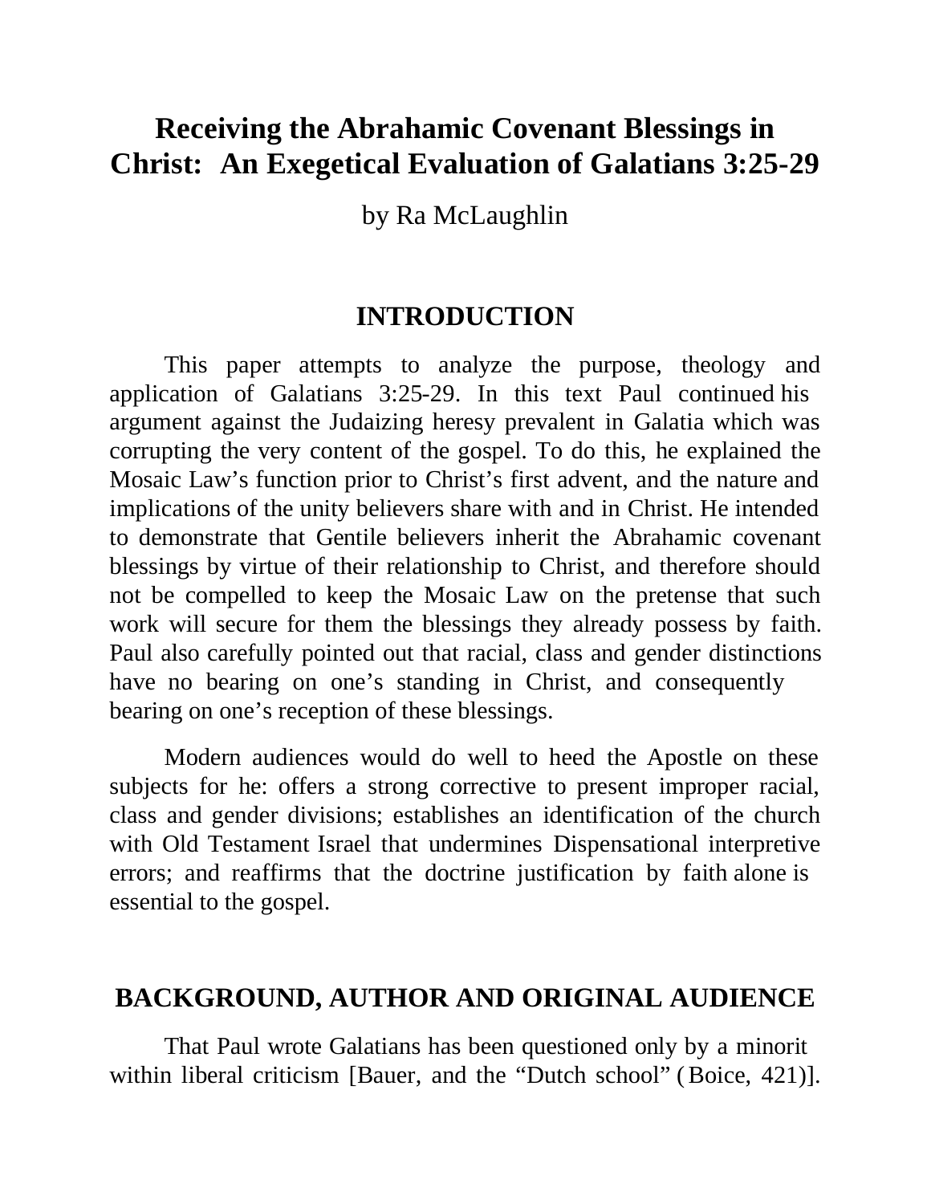# Receiving the Abrahamic Covenant Blessings in Christ: An Exegetical Evaluation of Galatians 3:25-29

by Ra McLaughlin

## INTRODUCTION

This paper attempts to analyze the purpose, theology and application of Galatians 3:25-29. In this text Paul continued his argument against the Judaizing heresy prevalent in Galatia which was corrupting the very content of the gospel. To do this, he explained the Mosaic Law's function prior to Christ's first advent, and the nature and implications of the unity believers share with and in Christ. He intended to demonstrate that Gentile believers inherit the Abrahamic covenant blessings by virtue of their relationship to Christ, and therefore should not be compelled to keep the Mosaic Law on the pretense that such work will secure for them the blessings they already possess by faith. Paul also carefully pointed out that racial, class and gender distinctions have no bearing on one's standing in Christ, and consequently bearing on one's reception of these blessings.

Modern audiences would do well to heed the Apostle on these subjects for he: offers a strong corrective to present improper racial, class and gender divisions; establishes an identification of the church with Old Testament Israel that undermines Dispensational interpretive errors; and reaffirms that the doctrine justification by faith alone is essential to the gospel.

## BACKGROUND, AUTHOR AND ORIGINAL AUDIENCE

That Paul wrote Galatians has been questioned only by a minorit within liberal criticism [Bauer, and the "Dutch school" (Boice, 421)].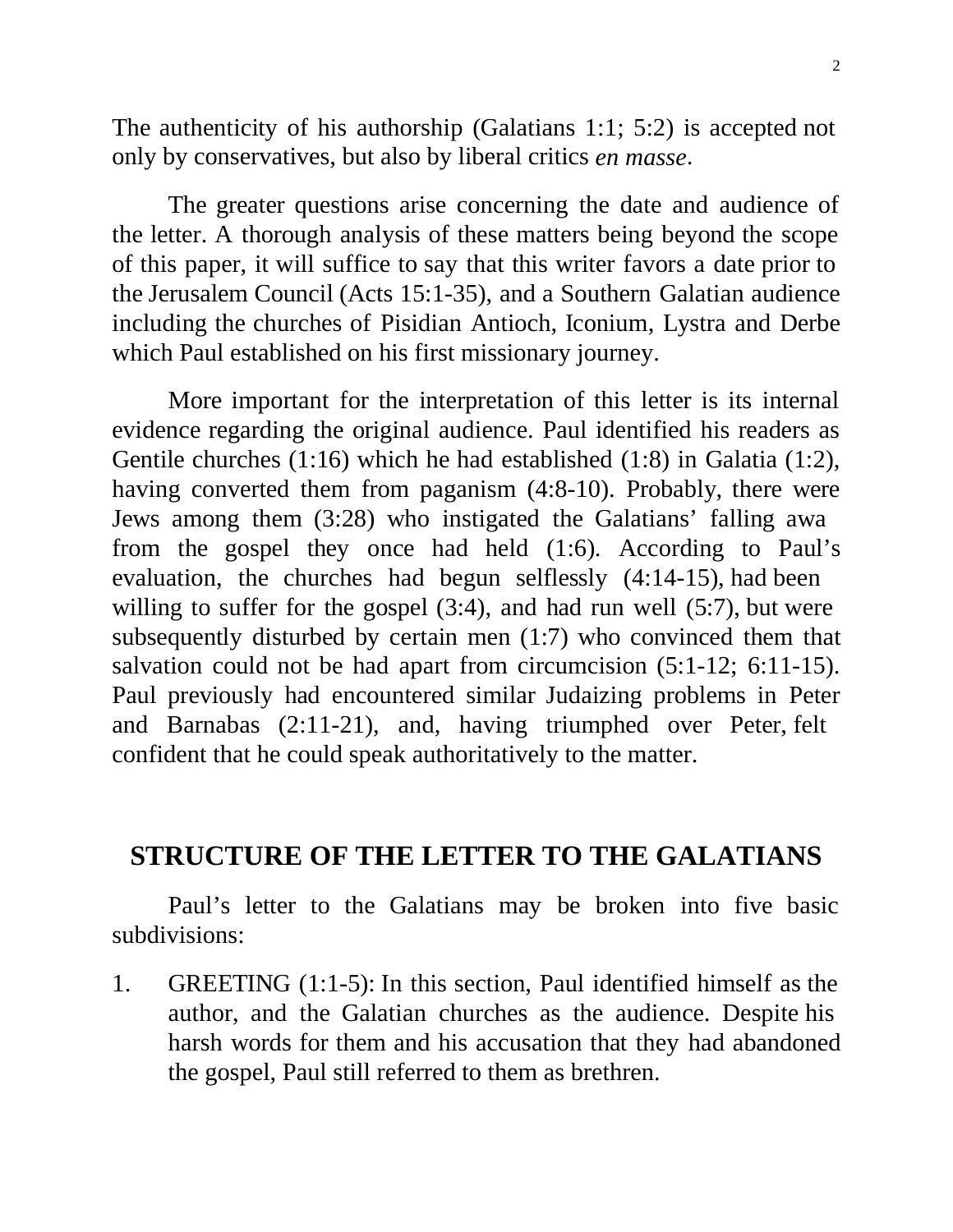The authenticity of his authorship (Galatians 1:1; 5:2) is accepted not only by conservatives, but also by liberal critics *en masse*.

The greater questions arise concerning the date and audience of the letter. A thorough analysis of these matters being beyond the scope of this paper, it will suffice to say that this writer favors a date prior to the Jerusalem Council (Acts 15:1-35), and a Southern Galatian audience including the churches of Pisidian Antioch, Iconium, Lystra and Derbe which Paul established on his first missionary journey.

More important for the interpretation of this letter is its internal evidence regarding the original audience. Paul identified his readers as Gentile churches (1:16) which he had established (1:8) in Galatia (1:2), having converted them from paganism (4:8-10). Probably, there were Jews among them (3:28) who instigated the Galatians' falling awa from the gospel they once had held (1:6). According to Paul's evaluation, the churches had begun selflessly (4:14-15), had been willing to suffer for the gospel (3:4), and had run well (5:7), but were subsequently disturbed by certain men (1:7) who convinced them that salvation could not be had apart from circumcision (5:1-12; 6:11-15). Paul previously had encountered similar Judaizing problems in Peter and Barnabas (2:11-21), and, having triumphed over Peter, felt confident that he could speak authoritatively to the matter.

## STRUCTURE OF THE LETTER TO THE GALATIANS

Paul's letter to the Galatians may be broken into five basic subdivisions:

1. GREETING (1:1-5): In this section, Paul identified himself as the author, and the Galatian churches as the audience. Despite his harsh words for them and his accusation that they had abandoned the gospel, Paul still referred to them as brethren.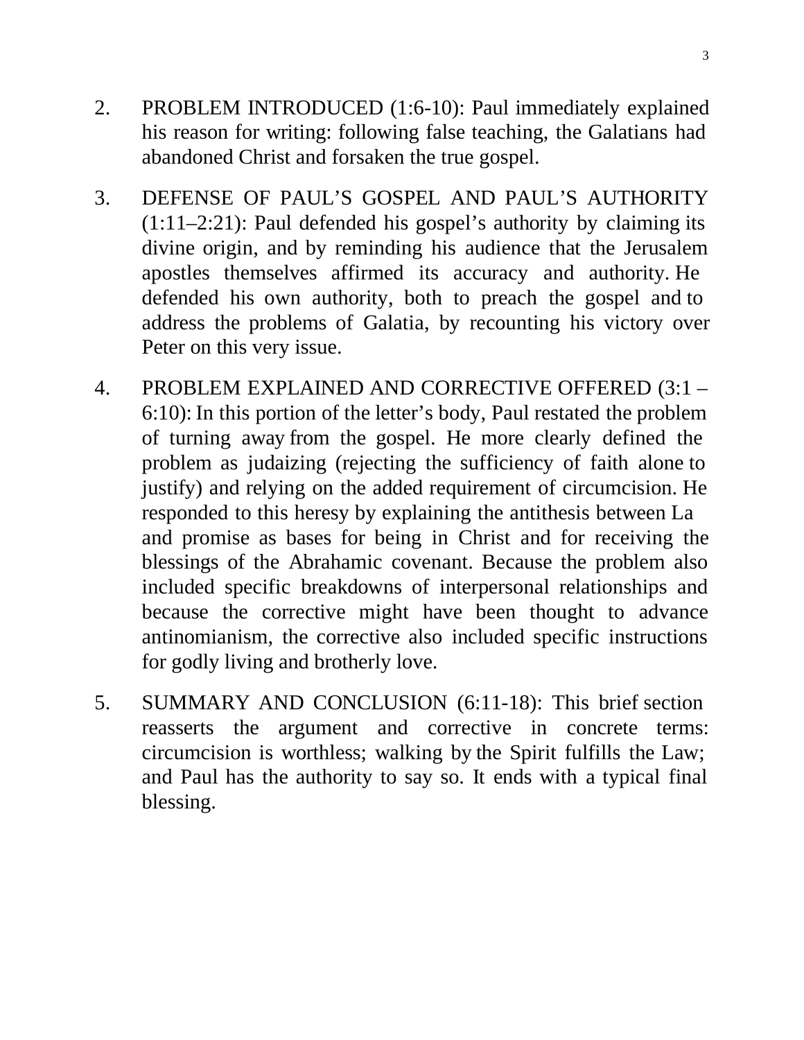2. PROBLEM INTRODUCED (1:6-10): Paul immediately explained his reason for writing: following false teaching, the Galatians had abandoned Christ and forsaken the true gospel.

3. DEFENSE OF PAUL'S GOSPEL AND PAUL'S AUTHORITY (1:11–2:21): Paul defended his gospel's authority by claiming its divine origin, and by reminding his audience that the Jerusalem apostles themselves affirmed its accuracy and authority. He defended his own authority, both to preach the gospel and to address the problems of Galatia, by recounting his victory over Peter on this very issue.

4. PROBLEM EXPLAINED AND CORRECTIVE OFFERED (3:1 – 6:10): In this portion of the letter's body, Paul restated the problem of turning away from the gospel. He more clearly defined the problem as judaizing (rejecting the sufficiency of faith alone to justify) and relying on the added requirement of circumcision. He responded to this heresy by explaining the antithesis between La and promise as bases for being in Christ and for receiving the blessings of the Abrahamic covenant. Because the problem also included specific breakdowns of interpersonal relationships and because the corrective might have been thought to advance antinomianism, the corrective also included specific instructions for godly living and brotherly love.

5. SUMMARY AND CONCLUSION (6:11-18): This brief section reasserts the argument and corrective in concrete terms: circumcision is worthless; walking by the Spirit fulfills the Law; and Paul has the authority to say so. It ends with a typical final blessing.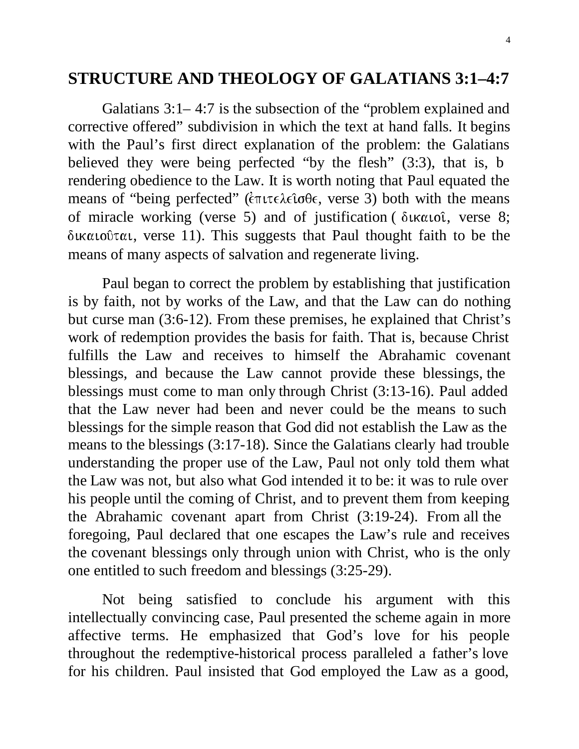## STRUCTURE AND THEOLOGY OF GALATIANS 3:1–4:7

Galatians 3:1– 4:7 is the subsection of the "problem explained and corrective offered" subdivision in which the text at hand falls. It begins with the Paul's first direct explanation of the problem: the Galatians believed they were being perfected "by the flesh" (3:3), that is, b rendering obedience to the Law. It is worth noting that Paul equated the means of "being perfected" (ἐπιτελεῖσθε, verse 3) both with the means of miracle working (verse 5) and of justification ( δικαιοῖ, verse 8; δικαιοῦται, verse 11). This suggests that Paul thought faith to be the means of many aspects of salvation and regenerate living.

Paul began to correct the problem by establishing that justification is by faith, not by works of the Law, and that the Law can do nothing but curse man (3:6-12). From these premises, he explained that Christ's work of redemption provides the basis for faith. That is, because Christ fulfills the Law and receives to himself the Abrahamic covenant blessings, and because the Law cannot provide these blessings, the blessings must come to man only through Christ (3:13-16). Paul added that the Law never had been and never could be the means to such blessings for the simple reason that God did not establish the Law as the means to the blessings (3:17-18). Since the Galatians clearly had trouble understanding the proper use of the Law, Paul not only told them what the Law was not, but also what God intended it to be: it was to rule over his people until the coming of Christ, and to prevent them from keeping the Abrahamic covenant apart from Christ (3:19-24). From all the foregoing, Paul declared that one escapes the Law's rule and receives the covenant blessings only through union with Christ, who is the only one entitled to such freedom and blessings (3:25-29).

Not being satisfied to conclude his argument with this intellectually convincing case, Paul presented the scheme again in more affective terms. He emphasized that God's love for his people throughout the redemptive-historical process paralleled a father's love for his children. Paul insisted that God employed the Law as a good,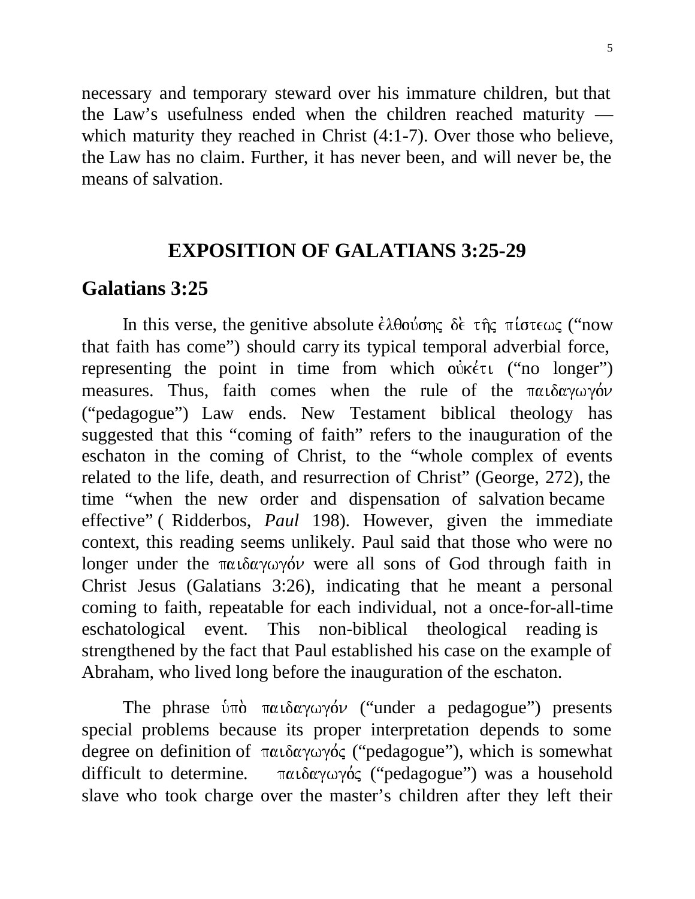necessary and temporary steward over his immature children, but that the Law's usefulness ended when the children reached maturity — which maturity they reached in Christ (4:1-7). Over those who believe, the Law has no claim. Further, it has never been, and will never be, the means of salvation.

## EXPOSITION OF GALATIANS 3:25-29

### Galatians 3:25

In this verse, the genitive absolute ἐλθούσης δὲ τῆς πίστεως ("now that faith has come") should carry its typical temporal adverbial force, representing the point in time from which οὐκέτι ("no longer") measures. Thus, faith comes when the rule of the παιδαγωγόν ("pedagogue") Law ends. New Testament biblical theology has suggested that this "coming of faith" refers to the inauguration of the eschaton in the coming of Christ, to the "whole complex of events related to the life, death, and resurrection of Christ" (George, 272), the time "when the new order and dispensation of salvation became effective" ( Ridderbos, *Paul* 198). However, given the immediate context, this reading seems unlikely. Paul said that those who were no longer under the παιδαγωγόν were all sons of God through faith in Christ Jesus (Galatians 3:26), indicating that he meant a personal coming to faith, repeatable for each individual, not a once-for-all-time eschatological event. This non-biblical theological reading is strengthened by the fact that Paul established his case on the example of Abraham, who lived long before the inauguration of the eschaton.

The phrase ὑπὸ παιδαγωγόν ("under a pedagogue") presents special problems because its proper interpretation depends to some degree on definition of παιδαγωγός ("pedagogue"), which is somewhat difficult to determine. παιδαγωγός ("pedagogue") was a household slave who took charge over the master's children after they left their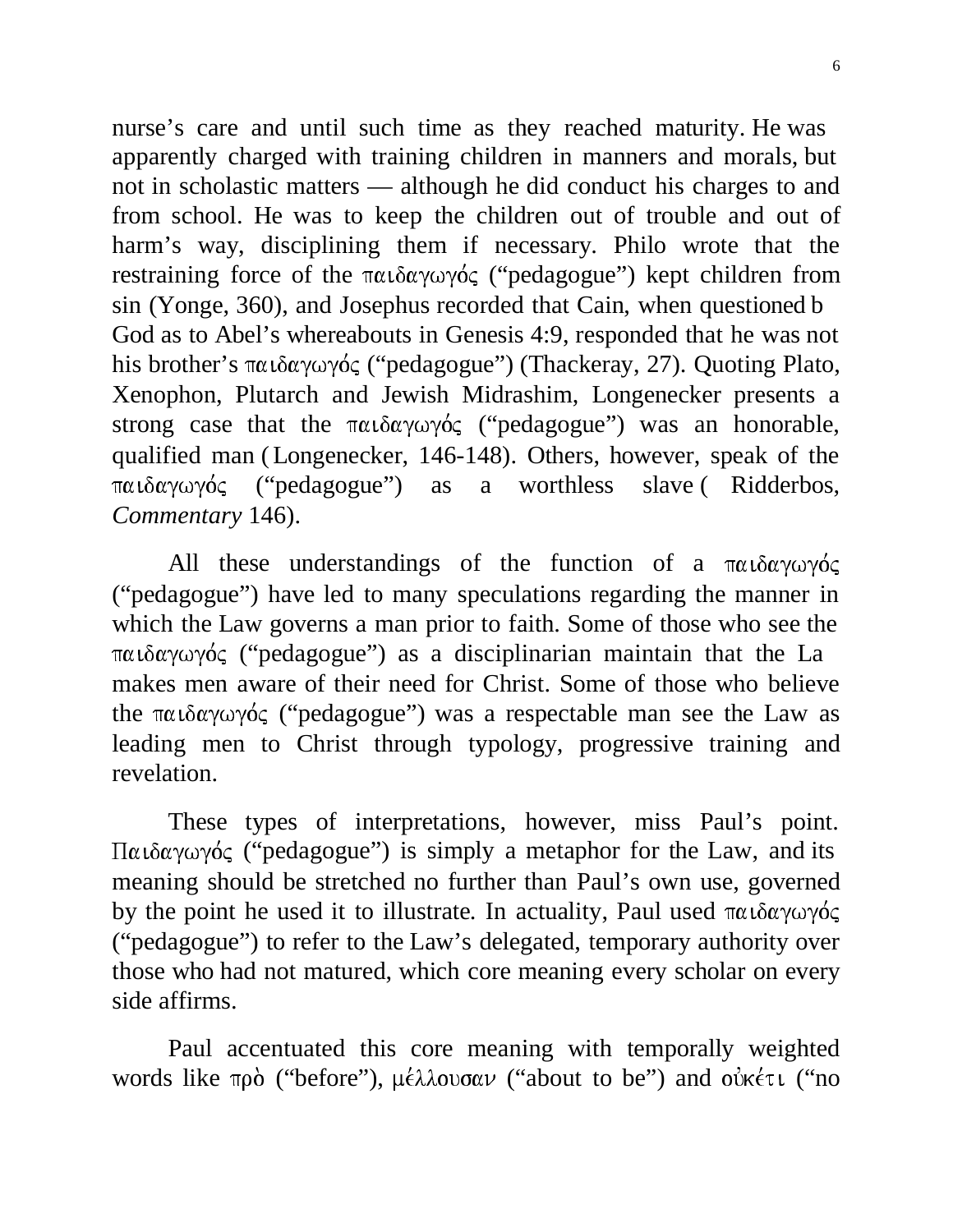nurse's care and until such time as they reached maturity. He was apparently charged with training children in manners and morals, but not in scholastic matters — although he did conduct his charges to and from school. He was to keep the children out of trouble and out of harm's way, disciplining them if necessary. Philo wrote that the restraining force of the παιδαγωγός ("pedagogue") kept children from sin (Yonge, 360), and Josephus recorded that Cain, when questioned b God as to Abel's whereabouts in Genesis 4:9, responded that he was not his brother's παιδαγωγός ("pedagogue") (Thackeray, 27). Quoting Plato, Xenophon, Plutarch and Jewish Midrashim, Longenecker presents a strong case that the παιδαγωγός ("pedagogue") was an honorable, qualified man (Longenecker, 146-148). Others, however, speak of the παιδαγωγός ("pedagogue") as a worthless slave ( Ridderbos, *Commentary* 146).

All these understandings of the function of a παιδαγωγός ("pedagogue") have led to many speculations regarding the manner in which the Law governs a man prior to faith. Some of those who see the παιδαγωγός ("pedagogue") as a disciplinarian maintain that the La makes men aware of their need for Christ. Some of those who believe the παιδαγωγός ("pedagogue") was a respectable man see the Law as leading men to Christ through typology, progressive training and revelation.

These types of interpretations, however, miss Paul's point. Παιδαγωγός ("pedagogue") is simply a metaphor for the Law, and its meaning should be stretched no further than Paul's own use, governed by the point he used it to illustrate. In actuality, Paul used παιδαγωγός ("pedagogue") to refer to the Law's delegated, temporary authority over those who had not matured, which core meaning every scholar on every side affirms.

Paul accentuated this core meaning with temporally weighted words like πρὸ ("before"), μέλλουσαν ("about to be") and οὐκέτι ("no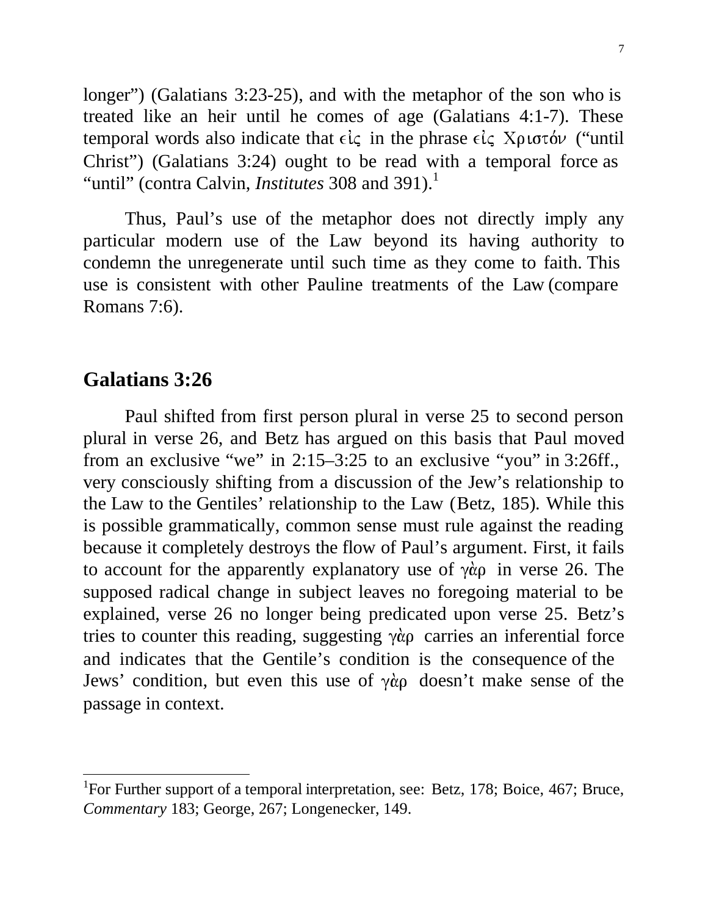longer") (Galatians 3:23-25), and with the metaphor of the son who is treated like an heir until he comes of age (Galatians 4:1-7). These temporal words also indicate that εἰς in the phrase εἰς Χριστόν ("until Christ") (Galatians 3:24) ought to be read with a temporal force as "until" (contra Calvin, *Institutes* 308 and 391).[1]

Thus, Paul's use of the metaphor does not directly imply any particular modern use of the Law beyond its having authority to condemn the unregenerate until such time as they come to faith. This use is consistent with other Pauline treatments of the Law (compare Romans 7:6).

## Galatians 3:26

Paul shifted from first person plural in verse 25 to second person plural in verse 26, and Betz has argued on this basis that Paul moved from an exclusive "we" in 2:15–3:25 to an exclusive "you" in 3:26ff., very consciously shifting from a discussion of the Jew's relationship to the Law to the Gentiles' relationship to the Law (Betz, 185). While this is possible grammatically, common sense must rule against the reading because it completely destroys the flow of Paul's argument. First, it fails to account for the apparently explanatory use of γὰρ in verse 26. The supposed radical change in subject leaves no foregoing material to be explained, verse 26 no longer being predicated upon verse 25. Betz's tries to counter this reading, suggesting γὰρ carries an inferential force and indicates that the Gentile's condition is the consequence of the Jews' condition, but even this use of γὰρ doesn't make sense of the passage in context.

---

[1]For Further support of a temporal interpretation, see: Betz, 178; Boice, 467; Bruce, *Commentary* 183; George, 267; Longenecker, 149.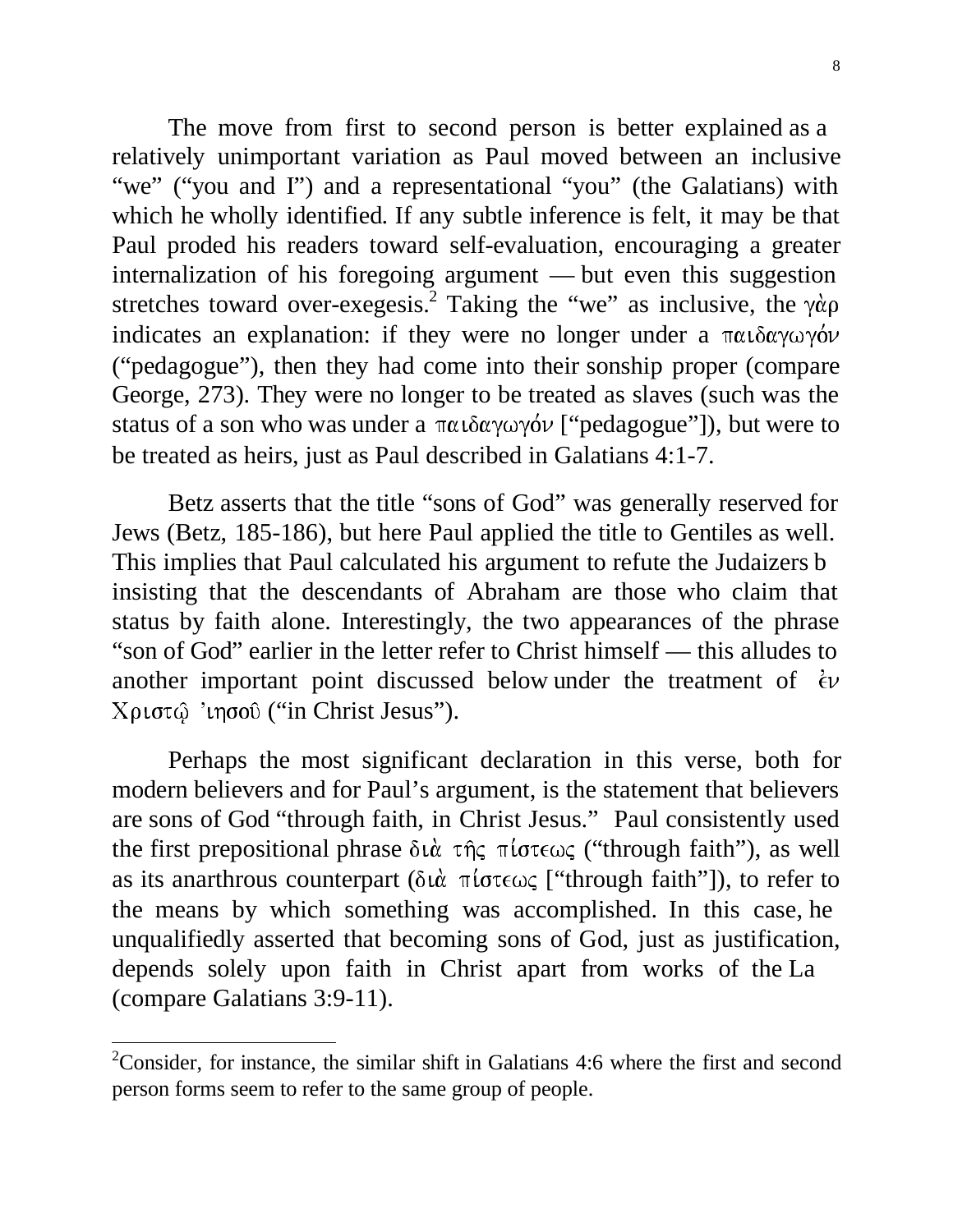The move from first to second person is better explained as a relatively unimportant variation as Paul moved between an inclusive "we" ("you and I") and a representational "you" (the Galatians) with which he wholly identified. If any subtle inference is felt, it may be that Paul proded his readers toward self-evaluation, encouraging a greater internalization of his foregoing argument — but even this suggestion stretches toward over-exegesis.[2] Taking the "we" as inclusive, the γὰρ indicates an explanation: if they were no longer under a παιδαγωγόν ("pedagogue"), then they had come into their sonship proper (compare George, 273). They were no longer to be treated as slaves (such was the status of a son who was under a παιδαγωγόν ["pedagogue"]), but were to be treated as heirs, just as Paul described in Galatians 4:1-7.

Betz asserts that the title "sons of God" was generally reserved for Jews (Betz, 185-186), but here Paul applied the title to Gentiles as well. This implies that Paul calculated his argument to refute the Judaizers b insisting that the descendants of Abraham are those who claim that status by faith alone. Interestingly, the two appearances of the phrase "son of God" earlier in the letter refer to Christ himself — this alludes to another important point discussed below under the treatment of ἐν Χριστῷ Ἰησοῦ ("in Christ Jesus").

Perhaps the most significant declaration in this verse, both for modern believers and for Paul's argument, is the statement that believers are sons of God "through faith, in Christ Jesus." Paul consistently used the first prepositional phrase διὰ τῆς πίστεως ("through faith"), as well as its anarthrous counterpart (διὰ πίστεως ["through faith"]), to refer to the means by which something was accomplished. In this case, he unqualifiedly asserted that becoming sons of God, just as justification, depends solely upon faith in Christ apart from works of the La (compare Galatians 3:9-11).

---

[2]Consider, for instance, the similar shift in Galatians 4:6 where the first and second person forms seem to refer to the same group of people.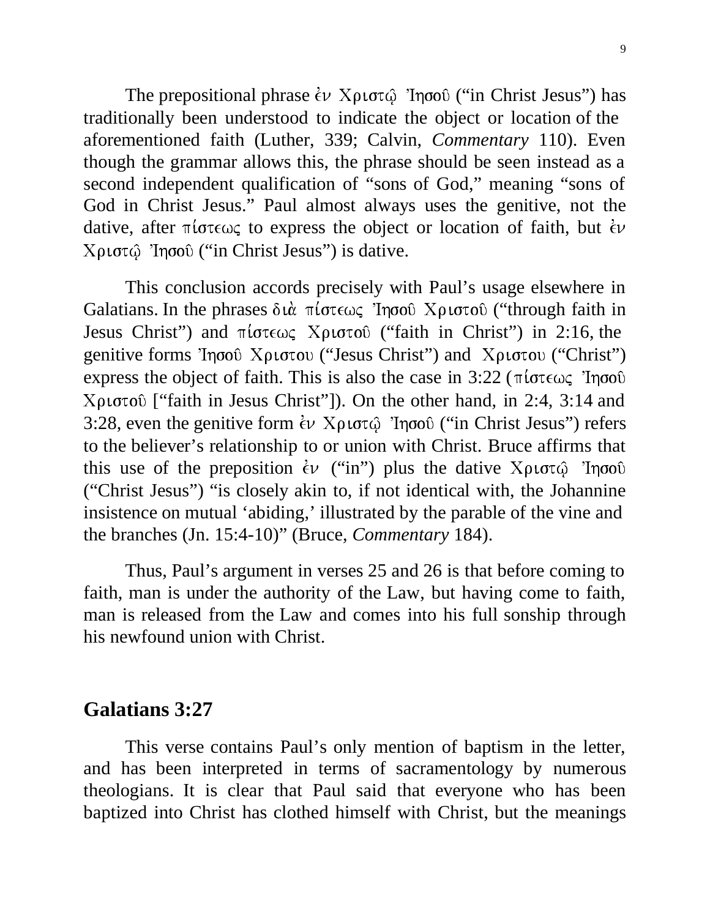The prepositional phrase ἐν Χριστῷ Ἰησοῦ ("in Christ Jesus") has traditionally been understood to indicate the object or location of the aforementioned faith (Luther, 339; Calvin, *Commentary* 110). Even though the grammar allows this, the phrase should be seen instead as a second independent qualification of "sons of God," meaning "sons of God in Christ Jesus." Paul almost always uses the genitive, not the dative, after πίστεως to express the object or location of faith, but ἐν Χριστῷ Ἰησοῦ ("in Christ Jesus") is dative.

This conclusion accords precisely with Paul's usage elsewhere in Galatians. In the phrases διὰ πίστεως Ἰησοῦ Χριστοῦ ("through faith in Jesus Christ") and πίστεως Χριστοῦ ("faith in Christ") in 2:16, the genitive forms Ἰησοῦ Χριστου ("Jesus Christ") and Χριστου ("Christ") express the object of faith. This is also the case in 3:22 (πίστεως Ἰησοῦ Χριστοῦ ["faith in Jesus Christ"]). On the other hand, in 2:4, 3:14 and 3:28, even the genitive form ἐν Χριστῷ Ἰησοῦ ("in Christ Jesus") refers to the believer's relationship to or union with Christ. Bruce affirms that this use of the preposition ἐν ("in") plus the dative Χριστῷ Ἰησοῦ ("Christ Jesus") "is closely akin to, if not identical with, the Johannine insistence on mutual 'abiding,' illustrated by the parable of the vine and the branches (Jn. 15:4-10)" (Bruce, *Commentary* 184).

Thus, Paul's argument in verses 25 and 26 is that before coming to faith, man is under the authority of the Law, but having come to faith, man is released from the Law and comes into his full sonship through his newfound union with Christ.

## Galatians 3:27

This verse contains Paul's only mention of baptism in the letter, and has been interpreted in terms of sacramentology by numerous theologians. It is clear that Paul said that everyone who has been baptized into Christ has clothed himself with Christ, but the meanings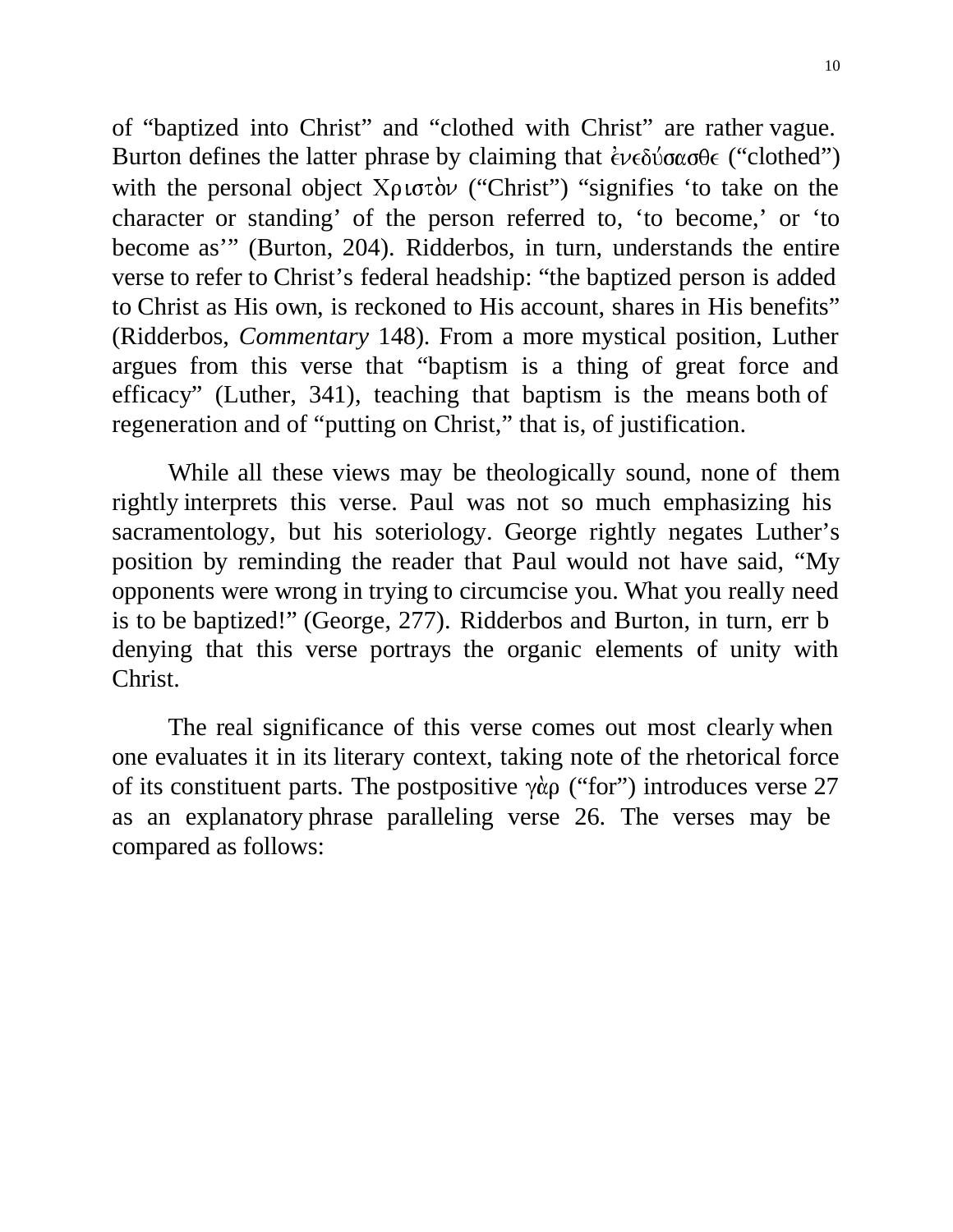of "baptized into Christ" and "clothed with Christ" are rather vague. Burton defines the latter phrase by claiming that ἐνεδύσασθε ("clothed") with the personal object Χριστὸν ("Christ") "signifies 'to take on the character or standing' of the person referred to, 'to become,' or 'to become as'" (Burton, 204). Ridderbos, in turn, understands the entire verse to refer to Christ's federal headship: "the baptized person is added to Christ as His own, is reckoned to His account, shares in His benefits" (Ridderbos, *Commentary* 148). From a more mystical position, Luther argues from this verse that "baptism is a thing of great force and efficacy" (Luther, 341), teaching that baptism is the means both of regeneration and of "putting on Christ," that is, of justification.

While all these views may be theologically sound, none of them rightly interprets this verse. Paul was not so much emphasizing his sacramentology, but his soteriology. George rightly negates Luther's position by reminding the reader that Paul would not have said, "My opponents were wrong in trying to circumcise you. What you really need is to be baptized!" (George, 277). Ridderbos and Burton, in turn, err b denying that this verse portrays the organic elements of unity with Christ.

The real significance of this verse comes out most clearly when one evaluates it in its literary context, taking note of the rhetorical force of its constituent parts. The postpositive γὰρ ("for") introduces verse 27 as an explanatory phrase paralleling verse 26. The verses may be compared as follows: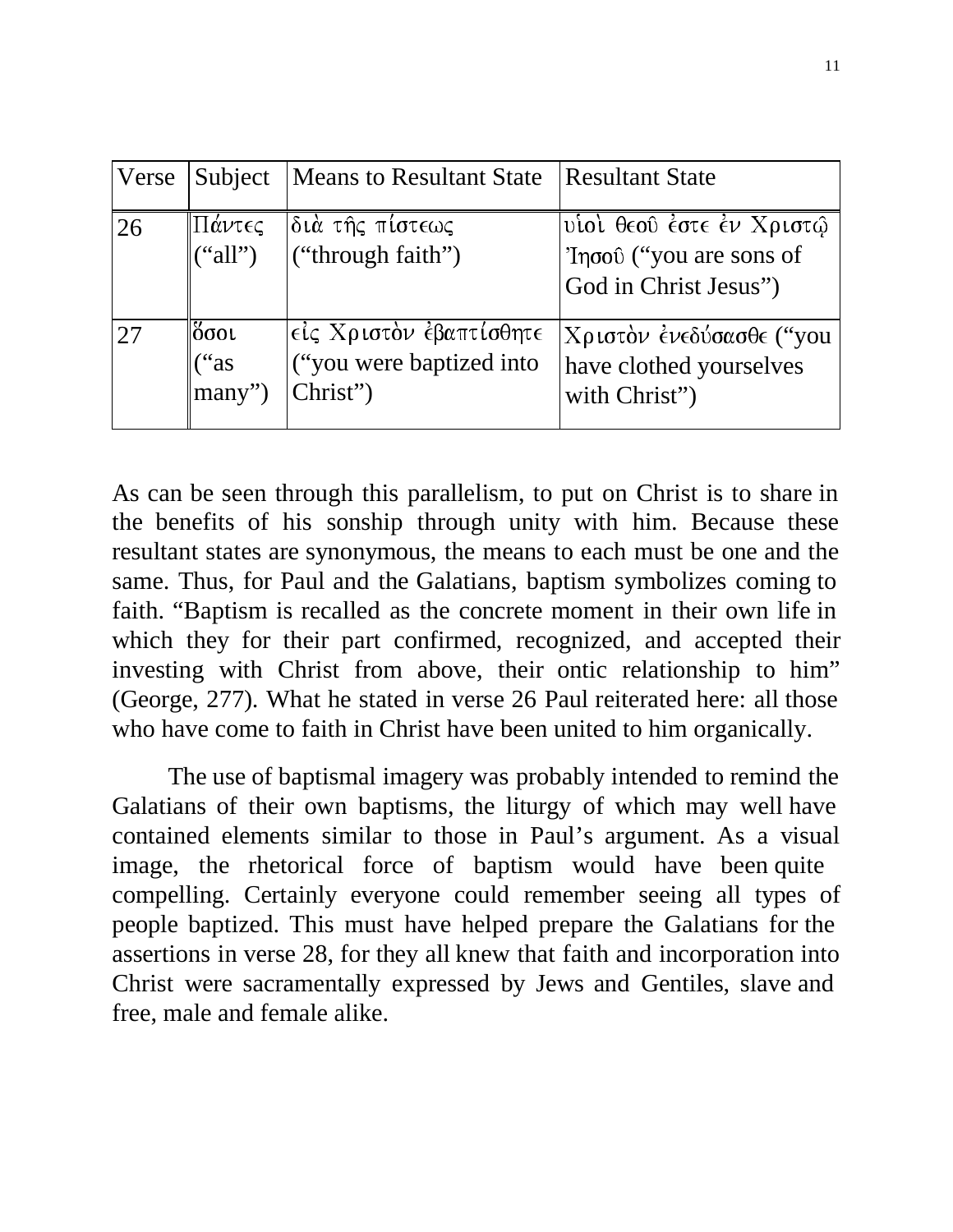| Verse | Subject | Means to Resultant State | Resultant State |
|---|---|---|---|
| 26 | Πάντες ("all") | διὰ τῆς πίστεως ("through faith") | υἱοὶ θεοῦ ἐστε ἐν Χριστῷ Ἰησοῦ ("you are sons of God in Christ Jesus") |
| 27 | ὅσοι ("as many") | εἰς Χριστὸν ἐβαπτίσθητε ("you were baptized into Christ") | Χριστὸν ἐνεδύσασθε ("you have clothed yourselves with Christ") |

As can be seen through this parallelism, to put on Christ is to share in the benefits of his sonship through unity with him. Because these resultant states are synonymous, the means to each must be one and the same. Thus, for Paul and the Galatians, baptism symbolizes coming to faith. "Baptism is recalled as the concrete moment in their own life in which they for their part confirmed, recognized, and accepted their investing with Christ from above, their ontic relationship to him" (George, 277). What he stated in verse 26 Paul reiterated here: all those who have come to faith in Christ have been united to him organically.

The use of baptismal imagery was probably intended to remind the Galatians of their own baptisms, the liturgy of which may well have contained elements similar to those in Paul's argument. As a visual image, the rhetorical force of baptism would have been quite compelling. Certainly everyone could remember seeing all types of people baptized. This must have helped prepare the Galatians for the assertions in verse 28, for they all knew that faith and incorporation into Christ were sacramentally expressed by Jews and Gentiles, slave and free, male and female alike.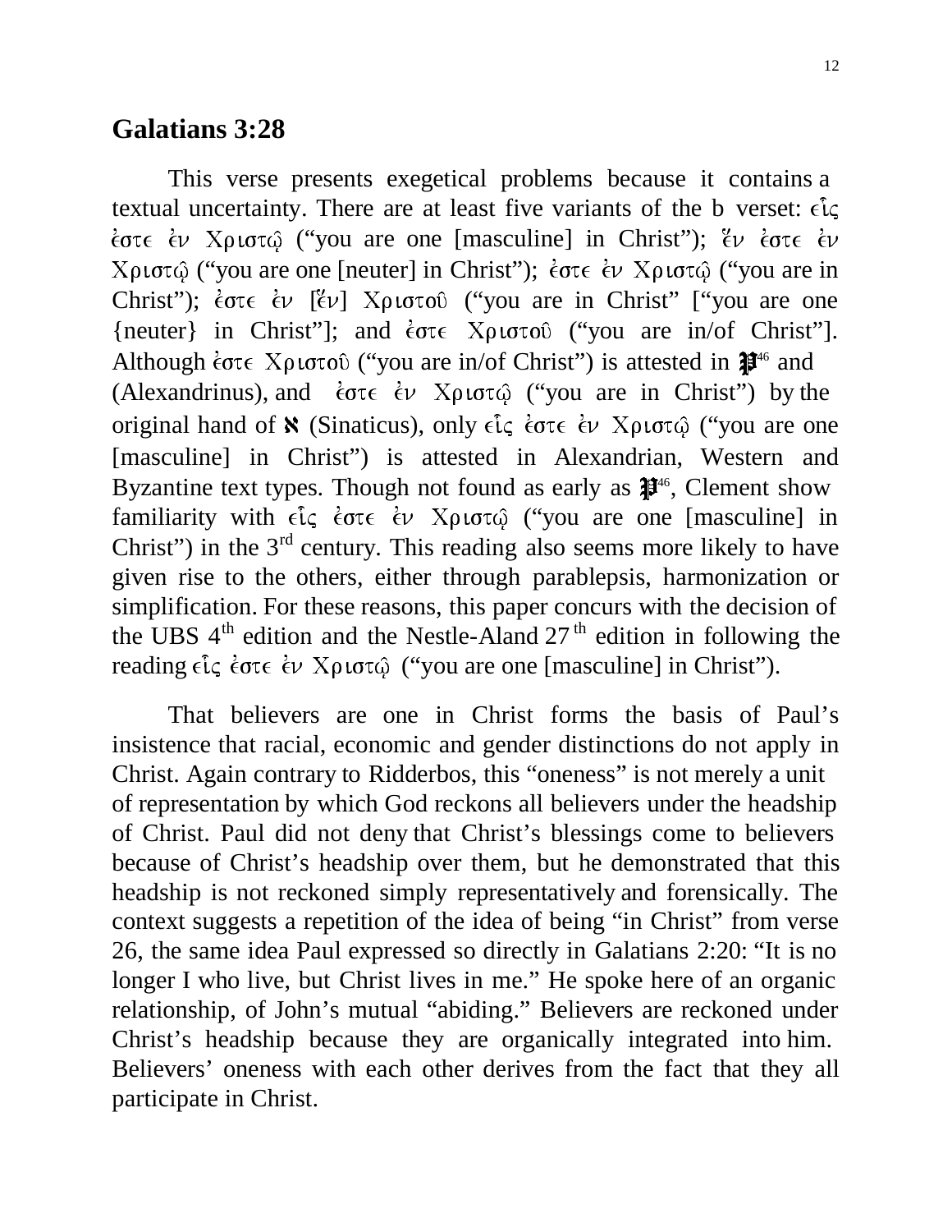## Galatians 3:28

This verse presents exegetical problems because it contains a textual uncertainty. There are at least five variants of the b verset: εἷς ἐστε ἐν Χριστῷ ("you are one [masculine] in Christ"); ἕν ἐστε ἐν Χριστῷ ("you are one [neuter] in Christ"); ἐστε ἐν Χριστῷ ("you are in Christ"); ἐστε ἐν [ἕν] Χριστοῦ ("you are in Christ" ["you are one {neuter} in Christ"]; and ἐστε Χριστοῦ ("you are in/of Christ"]. Although ἐστε Χριστοῦ ("you are in/of Christ") is attested in 𝔓[46] and (Alexandrinus), and ἐστε ἐν Χριστῷ ("you are in Christ") by the original hand of ℵ (Sinaticus), only εἷς ἐστε ἐν Χριστῷ ("you are one [masculine] in Christ") is attested in Alexandrian, Western and Byzantine text types. Though not found as early as 𝔓[46], Clement show familiarity with εἷς ἐστε ἐν Χριστῷ ("you are one [masculine] in Christ") in the 3rd century. This reading also seems more likely to have given rise to the others, either through parablepsis, harmonization or simplification. For these reasons, this paper concurs with the decision of the UBS 4th edition and the Nestle-Aland 27th edition in following the reading εἷς ἐστε ἐν Χριστῷ ("you are one [masculine] in Christ").

That believers are one in Christ forms the basis of Paul's insistence that racial, economic and gender distinctions do not apply in Christ. Again contrary to Ridderbos, this "oneness" is not merely a unit of representation by which God reckons all believers under the headship of Christ. Paul did not deny that Christ's blessings come to believers because of Christ's headship over them, but he demonstrated that this headship is not reckoned simply representatively and forensically. The context suggests a repetition of the idea of being "in Christ" from verse 26, the same idea Paul expressed so directly in Galatians 2:20: "It is no longer I who live, but Christ lives in me." He spoke here of an organic relationship, of John's mutual "abiding." Believers are reckoned under Christ's headship because they are organically integrated into him. Believers' oneness with each other derives from the fact that they all participate in Christ.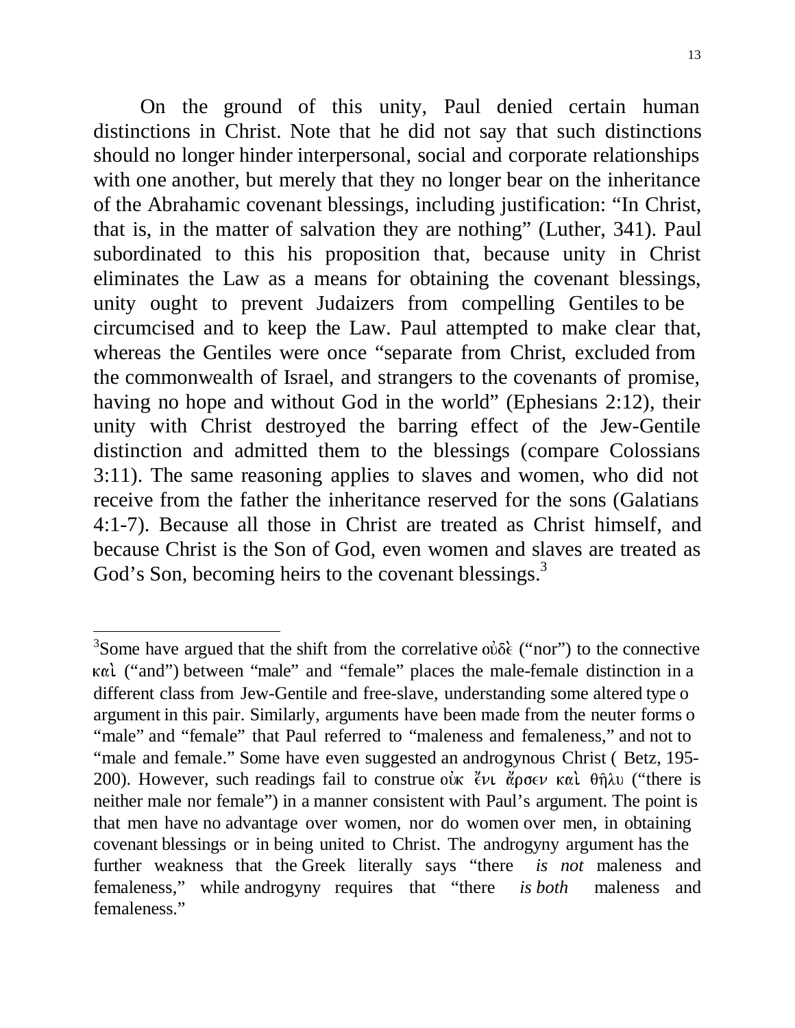On the ground of this unity, Paul denied certain human distinctions in Christ. Note that he did not say that such distinctions should no longer hinder interpersonal, social and corporate relationships with one another, but merely that they no longer bear on the inheritance of the Abrahamic covenant blessings, including justification: “In Christ, that is, in the matter of salvation they are nothing” (Luther, 341). Paul subordinated to this his proposition that, because unity in Christ eliminates the Law as a means for obtaining the covenant blessings, unity ought to prevent Judaizers from compelling Gentiles to be circumcised and to keep the Law. Paul attempted to make clear that, whereas the Gentiles were once “separate from Christ, excluded from the commonwealth of Israel, and strangers to the covenants of promise, having no hope and without God in the world” (Ephesians 2:12), their unity with Christ destroyed the barring effect of the Jew-Gentile distinction and admitted them to the blessings (compare Colossians 3:11). The same reasoning applies to slaves and women, who did not receive from the father the inheritance reserved for the sons (Galatians 4:1-7). Because all those in Christ are treated as Christ himself, and because Christ is the Son of God, even women and slaves are treated as God’s Son, becoming heirs to the covenant blessings.[3]

---

[3]Some have argued that the shift from the correlative οὐδὲ (“nor”) to the connective καὶ (“and”) between “male” and “female” places the male-female distinction in a different class from Jew-Gentile and free-slave, understanding some altered type o argument in this pair. Similarly, arguments have been made from the neuter forms o “male” and “female” that Paul referred to “maleness and femaleness,” and not to “male and female.” Some have even suggested an androgynous Christ ( Betz, 195-200). However, such readings fail to construe οὐκ ἔνι ἄρσεν καὶ θῆλυ (“there is neither male nor female”) in a manner consistent with Paul’s argument. The point is that men have no advantage over women, nor do women over men, in obtaining covenant blessings or in being united to Christ. The androgyny argument has the further weakness that the Greek literally says “there *is not* maleness and femaleness,” while androgyny requires that “there *is both* maleness and femaleness.”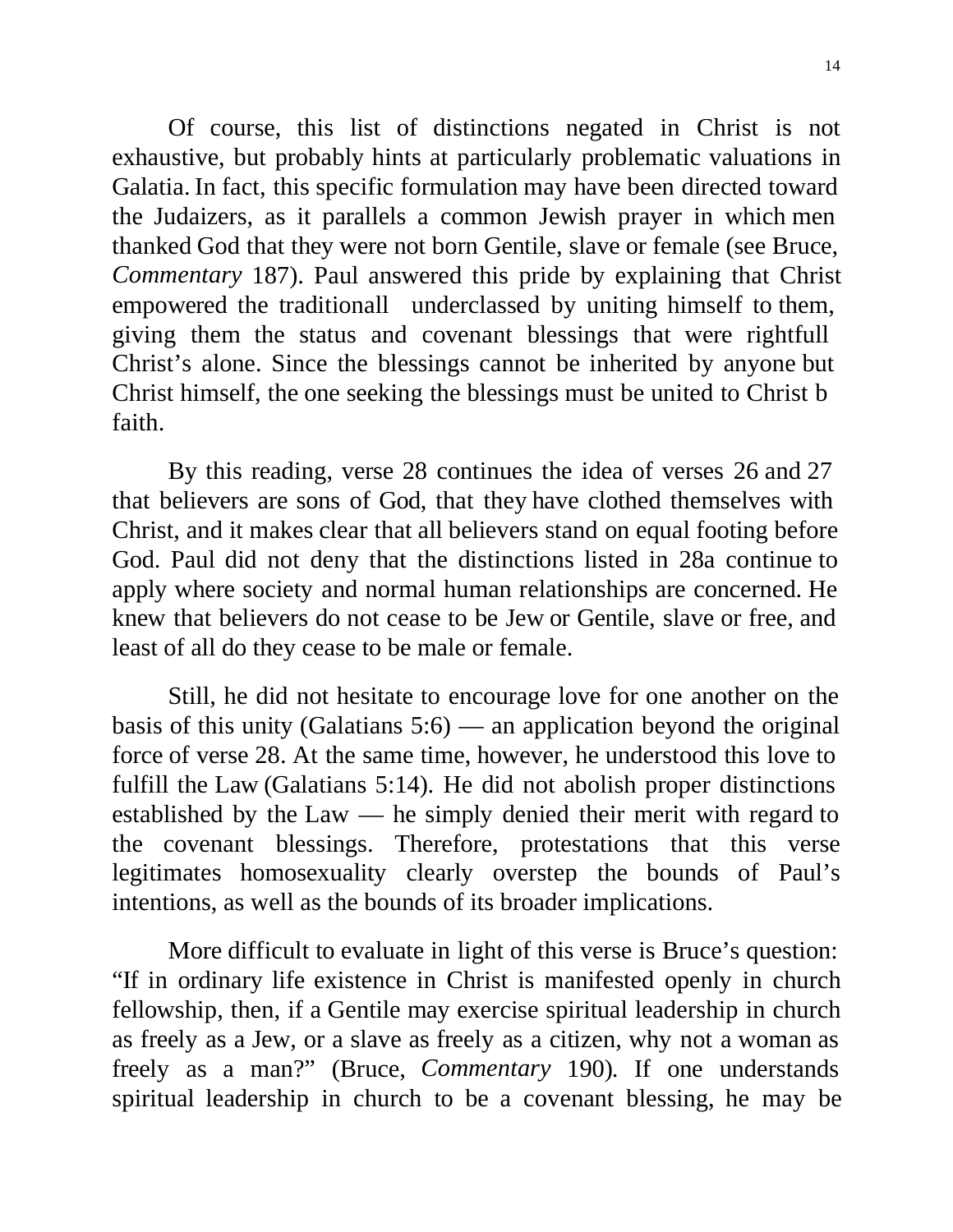Of course, this list of distinctions negated in Christ is not exhaustive, but probably hints at particularly problematic valuations in Galatia. In fact, this specific formulation may have been directed toward the Judaizers, as it parallels a common Jewish prayer in which men thanked God that they were not born Gentile, slave or female (see Bruce, *Commentary* 187). Paul answered this pride by explaining that Christ empowered the traditionall underclassed by uniting himself to them, giving them the status and covenant blessings that were rightfull Christ's alone. Since the blessings cannot be inherited by anyone but Christ himself, the one seeking the blessings must be united to Christ b faith.

By this reading, verse 28 continues the idea of verses 26 and 27 that believers are sons of God, that they have clothed themselves with Christ, and it makes clear that all believers stand on equal footing before God. Paul did not deny that the distinctions listed in 28a continue to apply where society and normal human relationships are concerned. He knew that believers do not cease to be Jew or Gentile, slave or free, and least of all do they cease to be male or female.

Still, he did not hesitate to encourage love for one another on the basis of this unity (Galatians 5:6) — an application beyond the original force of verse 28. At the same time, however, he understood this love to fulfill the Law (Galatians 5:14). He did not abolish proper distinctions established by the Law — he simply denied their merit with regard to the covenant blessings. Therefore, protestations that this verse legitimates homosexuality clearly overstep the bounds of Paul's intentions, as well as the bounds of its broader implications.

More difficult to evaluate in light of this verse is Bruce's question: "If in ordinary life existence in Christ is manifested openly in church fellowship, then, if a Gentile may exercise spiritual leadership in church as freely as a Jew, or a slave as freely as a citizen, why not a woman as freely as a man?" (Bruce, *Commentary* 190). If one understands spiritual leadership in church to be a covenant blessing, he may be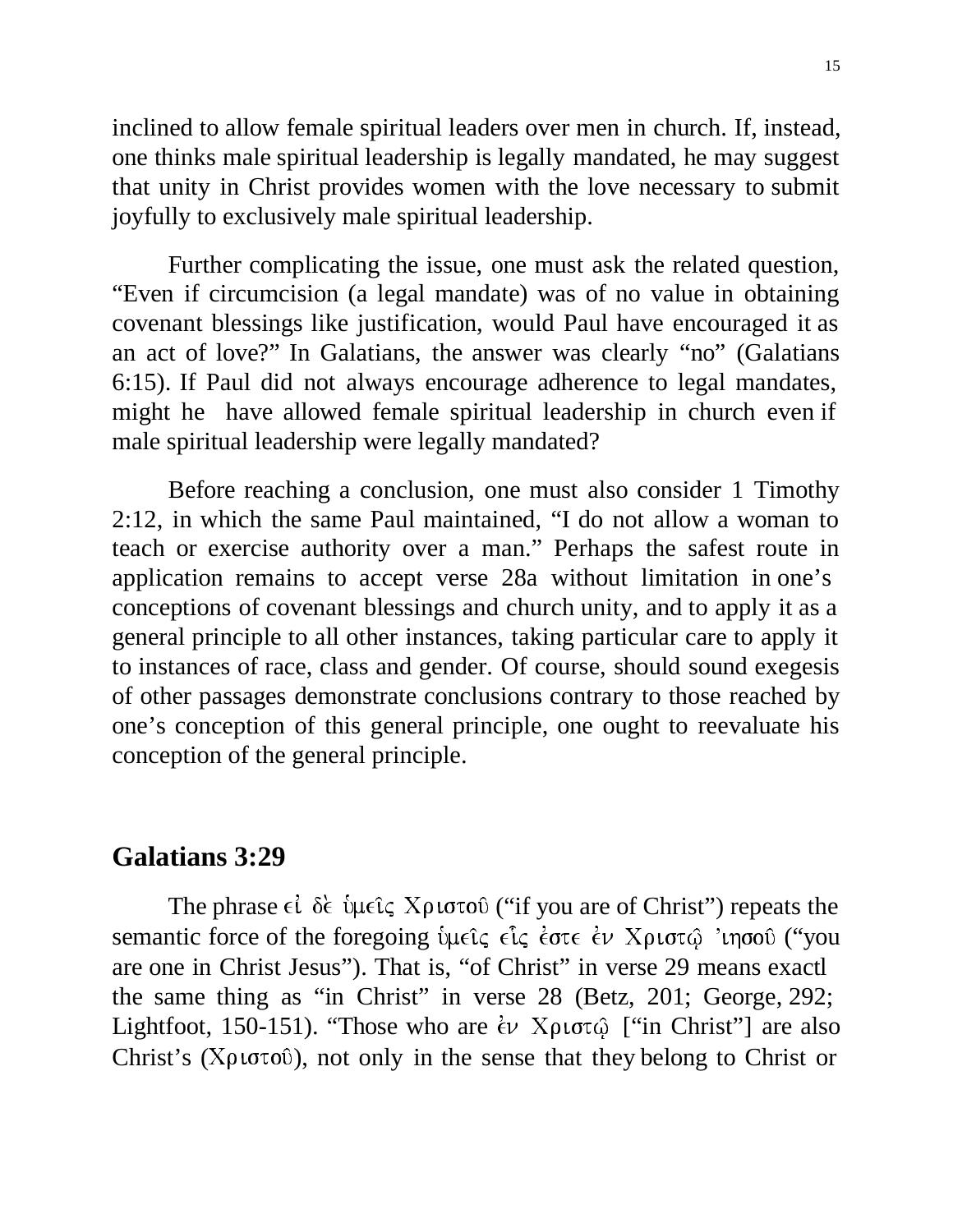inclined to allow female spiritual leaders over men in church. If, instead, one thinks male spiritual leadership is legally mandated, he may suggest that unity in Christ provides women with the love necessary to submit joyfully to exclusively male spiritual leadership.

Further complicating the issue, one must ask the related question, “Even if circumcision (a legal mandate) was of no value in obtaining covenant blessings like justification, would Paul have encouraged it as an act of love?” In Galatians, the answer was clearly “no” (Galatians 6:15). If Paul did not always encourage adherence to legal mandates, might he have allowed female spiritual leadership in church even if male spiritual leadership were legally mandated?

Before reaching a conclusion, one must also consider 1 Timothy 2:12, in which the same Paul maintained, “I do not allow a woman to teach or exercise authority over a man.” Perhaps the safest route in application remains to accept verse 28a without limitation in one’s conceptions of covenant blessings and church unity, and to apply it as a general principle to all other instances, taking particular care to apply it to instances of race, class and gender. Of course, should sound exegesis of other passages demonstrate conclusions contrary to those reached by one’s conception of this general principle, one ought to reevaluate his conception of the general principle.

## Galatians 3:29

The phrase εἰ δὲ ὑμεῖς Χριστοῦ (“if you are of Christ”) repeats the semantic force of the foregoing ὑμεῖς εἷς ἐστε ἐν Χριστῷ Ἰησοῦ (“you are one in Christ Jesus”). That is, “of Christ” in verse 29 means exactl the same thing as “in Christ” in verse 28 (Betz, 201; George, 292; Lightfoot, 150-151). “Those who are ἐν Χριστῷ [“in Christ”] are also Christ’s (Χριστοῦ), not only in the sense that they belong to Christ or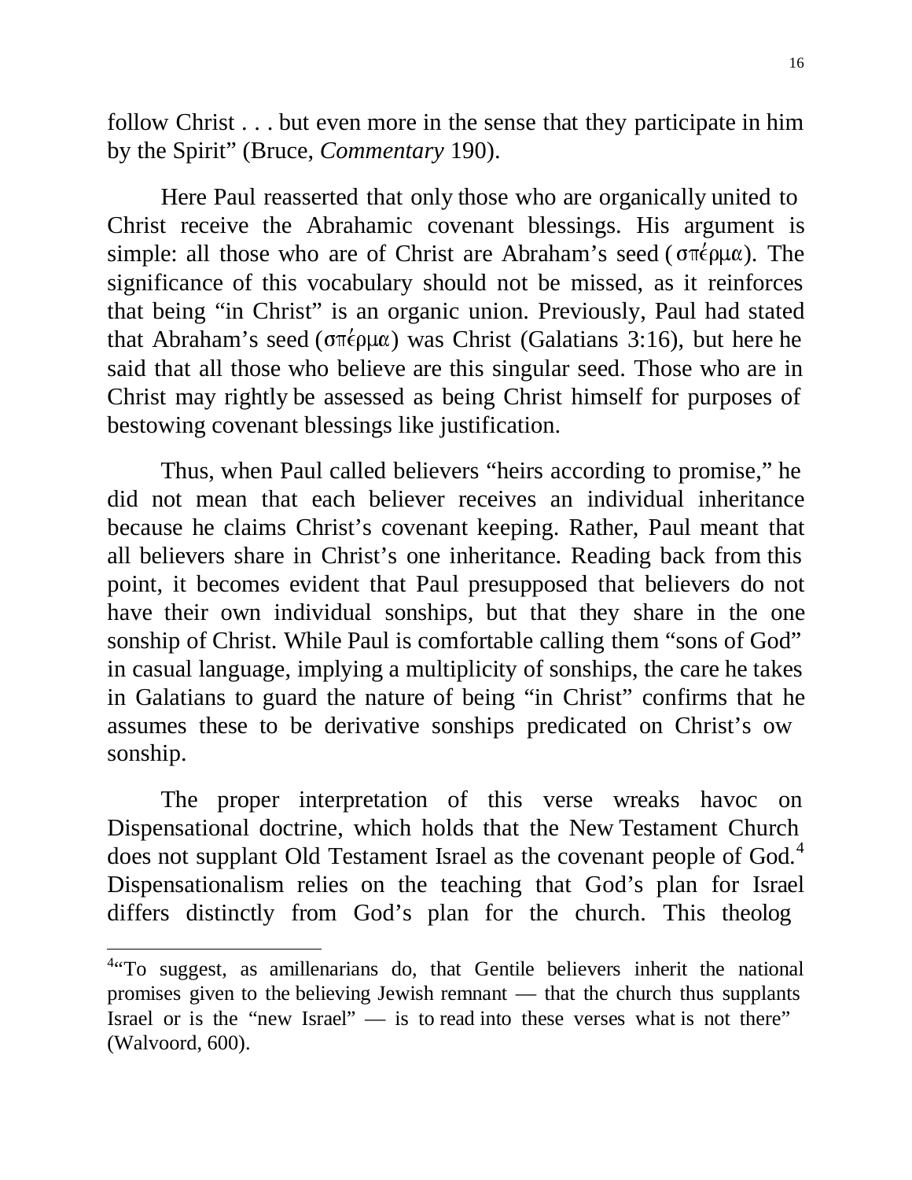follow Christ . . . but even more in the sense that they participate in him by the Spirit" (Bruce, *Commentary* 190).

Here Paul reasserted that only those who are organically united to Christ receive the Abrahamic covenant blessings. His argument is simple: all those who are of Christ are Abraham's seed (σπέρμα). The significance of this vocabulary should not be missed, as it reinforces that being "in Christ" is an organic union. Previously, Paul had stated that Abraham's seed (σπέρμα) was Christ (Galatians 3:16), but here he said that all those who believe are this singular seed. Those who are in Christ may rightly be assessed as being Christ himself for purposes of bestowing covenant blessings like justification.

Thus, when Paul called believers "heirs according to promise," he did not mean that each believer receives an individual inheritance because he claims Christ's covenant keeping. Rather, Paul meant that all believers share in Christ's one inheritance. Reading back from this point, it becomes evident that Paul presupposed that believers do not have their own individual sonships, but that they share in the one sonship of Christ. While Paul is comfortable calling them "sons of God" in casual language, implying a multiplicity of sonships, the care he takes in Galatians to guard the nature of being "in Christ" confirms that he assumes these to be derivative sonships predicated on Christ's ow sonship.

The proper interpretation of this verse wreaks havoc on Dispensational doctrine, which holds that the New Testament Church does not supplant Old Testament Israel as the covenant people of God.[4] Dispensationalism relies on the teaching that God's plan for Israel differs distinctly from God's plan for the church. This theolog

---

[4]"To suggest, as amillenarians do, that Gentile believers inherit the national promises given to the believing Jewish remnant — that the church thus supplants Israel or is the "new Israel" — is to read into these verses what is not there" (Walvoord, 600).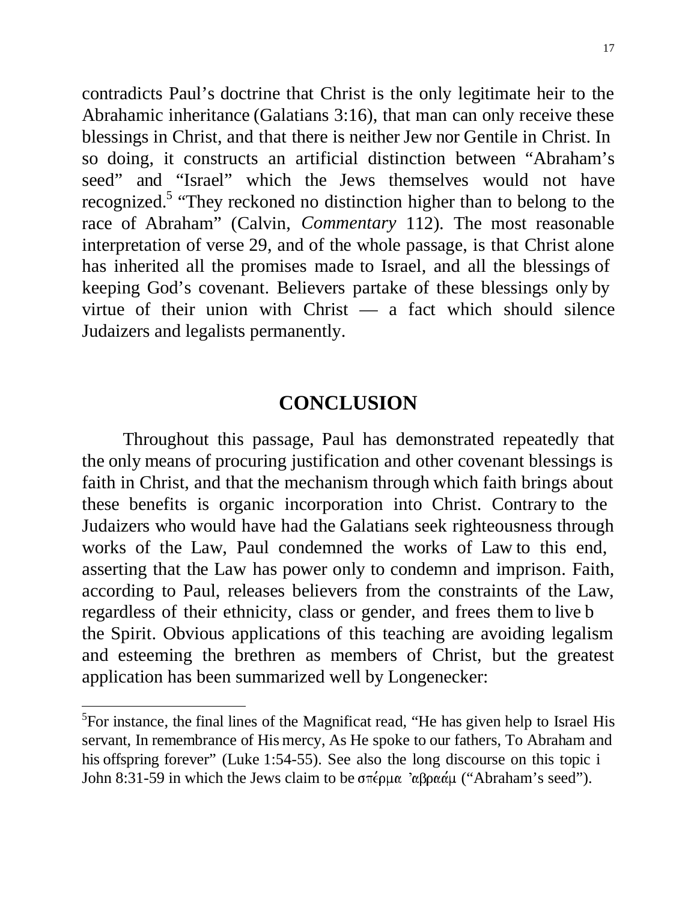contradicts Paul's doctrine that Christ is the only legitimate heir to the Abrahamic inheritance (Galatians 3:16), that man can only receive these blessings in Christ, and that there is neither Jew nor Gentile in Christ. In so doing, it constructs an artificial distinction between "Abraham's seed" and "Israel" which the Jews themselves would not have recognized.[5] "They reckoned no distinction higher than to belong to the race of Abraham" (Calvin, *Commentary* 112). The most reasonable interpretation of verse 29, and of the whole passage, is that Christ alone has inherited all the promises made to Israel, and all the blessings of keeping God's covenant. Believers partake of these blessings only by virtue of their union with Christ — a fact which should silence Judaizers and legalists permanently.

## CONCLUSION

Throughout this passage, Paul has demonstrated repeatedly that the only means of procuring justification and other covenant blessings is faith in Christ, and that the mechanism through which faith brings about these benefits is organic incorporation into Christ. Contrary to the Judaizers who would have had the Galatians seek righteousness through works of the Law, Paul condemned the works of Law to this end, asserting that the Law has power only to condemn and imprison. Faith, according to Paul, releases believers from the constraints of the Law, regardless of their ethnicity, class or gender, and frees them to live b the Spirit. Obvious applications of this teaching are avoiding legalism and esteeming the brethren as members of Christ, but the greatest application has been summarized well by Longenecker:

---

[5]For instance, the final lines of the Magnificat read, "He has given help to Israel His servant, In remembrance of His mercy, As He spoke to our fathers, To Abraham and his offspring forever" (Luke 1:54-55). See also the long discourse on this topic i John 8:31-59 in which the Jews claim to be σπέρμα 'αβραάμ ("Abraham's seed").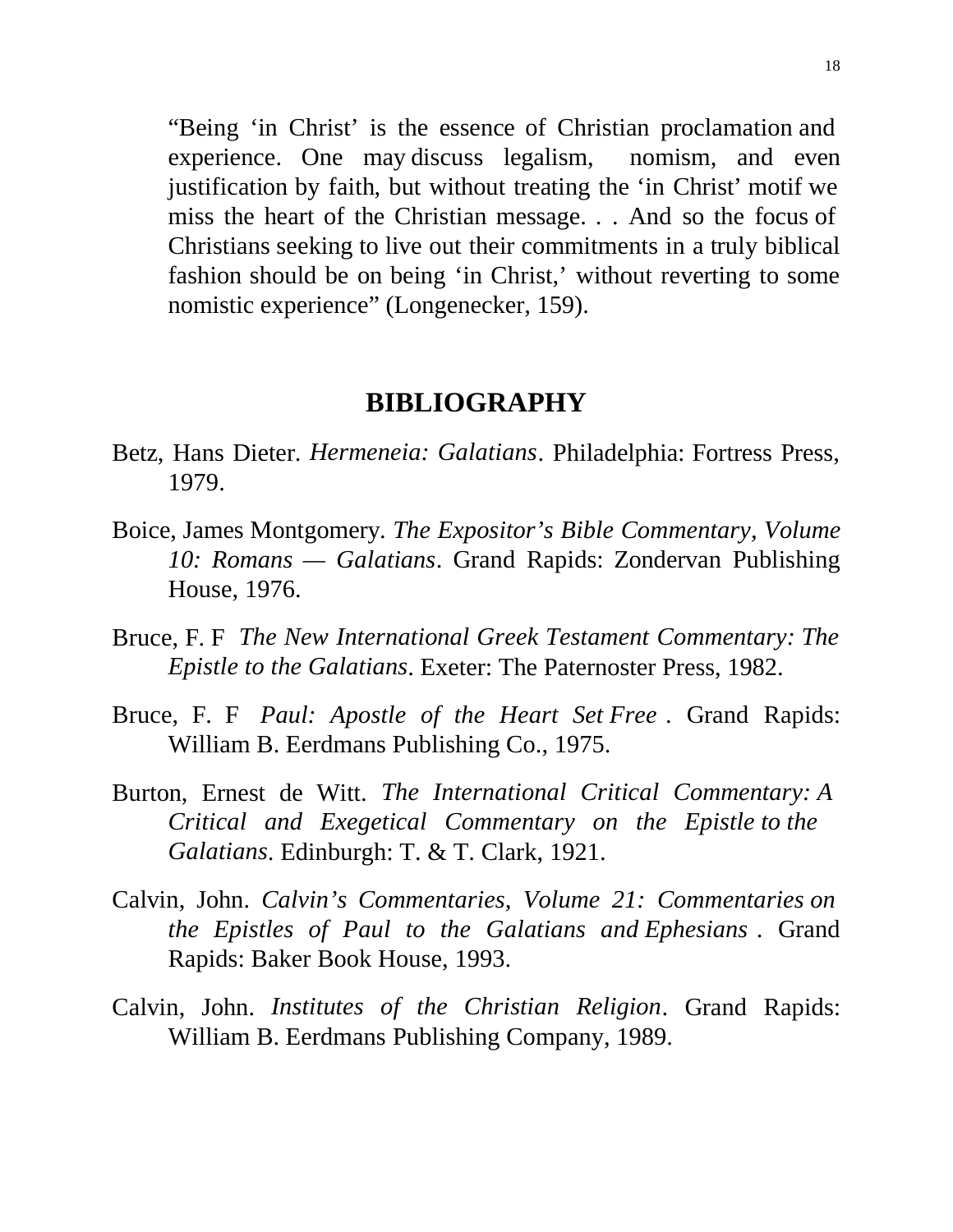> "Being 'in Christ' is the essence of Christian proclamation and experience. One may discuss legalism, nomism, and even justification by faith, but without treating the 'in Christ' motif we miss the heart of the Christian message. . . And so the focus of Christians seeking to live out their commitments in a truly biblical fashion should be on being 'in Christ,' without reverting to some nomistic experience" (Longenecker, 159).

## BIBLIOGRAPHY

Betz, Hans Dieter. *Hermeneia: Galatians*. Philadelphia: Fortress Press, 1979.

Boice, James Montgomery. *The Expositor's Bible Commentary, Volume 10: Romans — Galatians*. Grand Rapids: Zondervan Publishing House, 1976.

Bruce, F. F *The New International Greek Testament Commentary: The Epistle to the Galatians*. Exeter: The Paternoster Press, 1982.

Bruce, F. F *Paul: Apostle of the Heart Set Free* . Grand Rapids: William B. Eerdmans Publishing Co., 1975.

Burton, Ernest de Witt. *The International Critical Commentary: A Critical and Exegetical Commentary on the Epistle to the Galatians*. Edinburgh: T. & T. Clark, 1921.

Calvin, John. *Calvin's Commentaries, Volume 21: Commentaries on the Epistles of Paul to the Galatians and Ephesians* . Grand Rapids: Baker Book House, 1993.

Calvin, John. *Institutes of the Christian Religion*. Grand Rapids: William B. Eerdmans Publishing Company, 1989.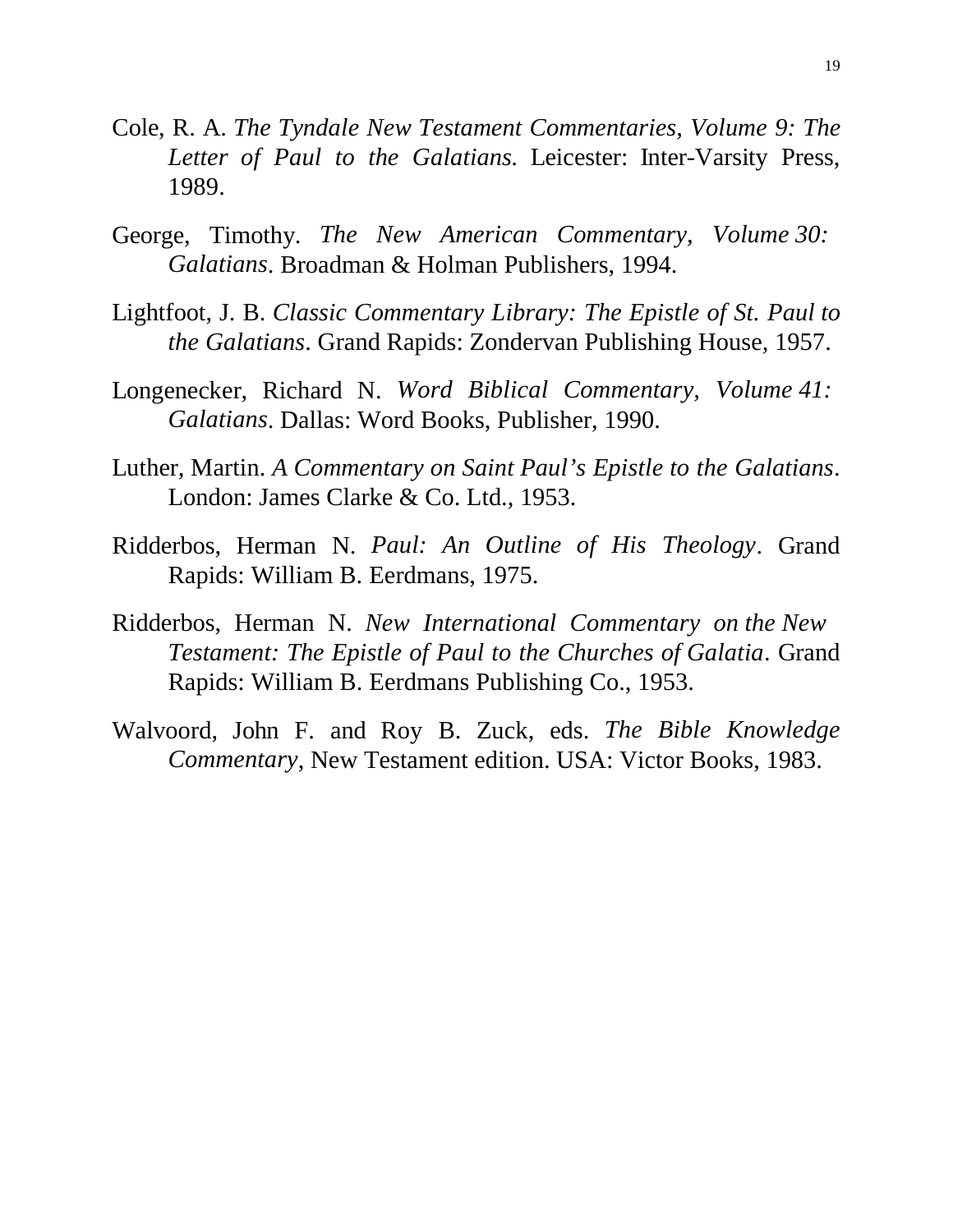Cole, R. A. *The Tyndale New Testament Commentaries*, *Volume 9: The Letter of Paul to the Galatians.* Leicester: Inter-Varsity Press, 1989.

George, Timothy. *The New American Commentary, Volume 30: Galatians*. Broadman & Holman Publishers, 1994.

Lightfoot, J. B. *Classic Commentary Library: The Epistle of St. Paul to the Galatians*. Grand Rapids: Zondervan Publishing House, 1957.

Longenecker, Richard N. *Word Biblical Commentary, Volume 41: Galatians*. Dallas: Word Books, Publisher, 1990.

Luther, Martin. *A Commentary on Saint Paul's Epistle to the Galatians*. London: James Clarke & Co. Ltd., 1953.

Ridderbos, Herman N. *Paul: An Outline of His Theology*. Grand Rapids: William B. Eerdmans, 1975.

Ridderbos, Herman N. *New International Commentary on the New Testament: The Epistle of Paul to the Churches of Galatia*. Grand Rapids: William B. Eerdmans Publishing Co., 1953.

Walvoord, John F. and Roy B. Zuck, eds. *The Bible Knowledge Commentary*, New Testament edition. USA: Victor Books, 1983.